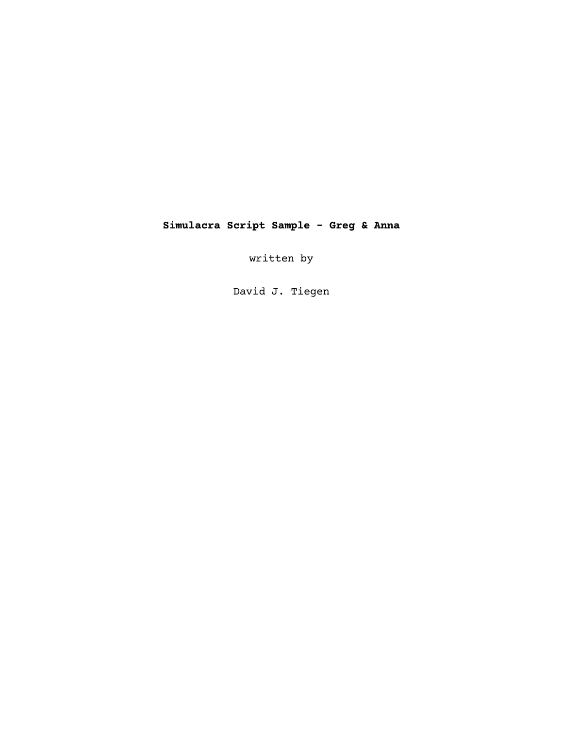**Simulacra Script Sample - Greg & Anna**

written by

David J. Tiegen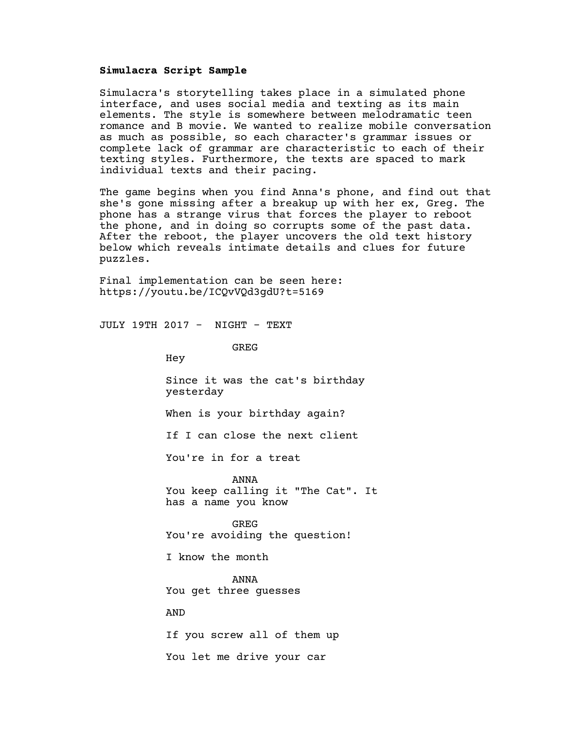**Simulacra Script Sample**

Simulacra's storytelling takes place in a simulated phone interface, and uses social media and texting as its main elements. The style is somewhere between melodramatic teen romance and B movie. We wanted to realize mobile conversation as much as possible, so each character's grammar issues or complete lack of grammar are characteristic to each of their texting styles. Furthermore, the texts are spaced to mark individual texts and their pacing.

The game begins when you find Anna's phone, and find out that she's gone missing after a breakup up with her ex, Greg. The phone has a strange virus that forces the player to reboot the phone, and in doing so corrupts some of the past data. After the reboot, the player uncovers the old text history below which reveals intimate details and clues for future puzzles.

Final implementation can be seen here:
https://youtu.be/ICQvVQd3gdU?t=5169

JULY 19TH 2017 - NIGHT - TEXT

GREG

Hey

Since it was the cat's birthday yesterday

When is your birthday again?

If I can close the next client

You're in for a treat

ANNA

You keep calling it "The Cat". It has a name you know

GREG

You're avoiding the question!

I know the month

ANNA

You get three guesses

AND

If you screw all of them up

You let me drive your car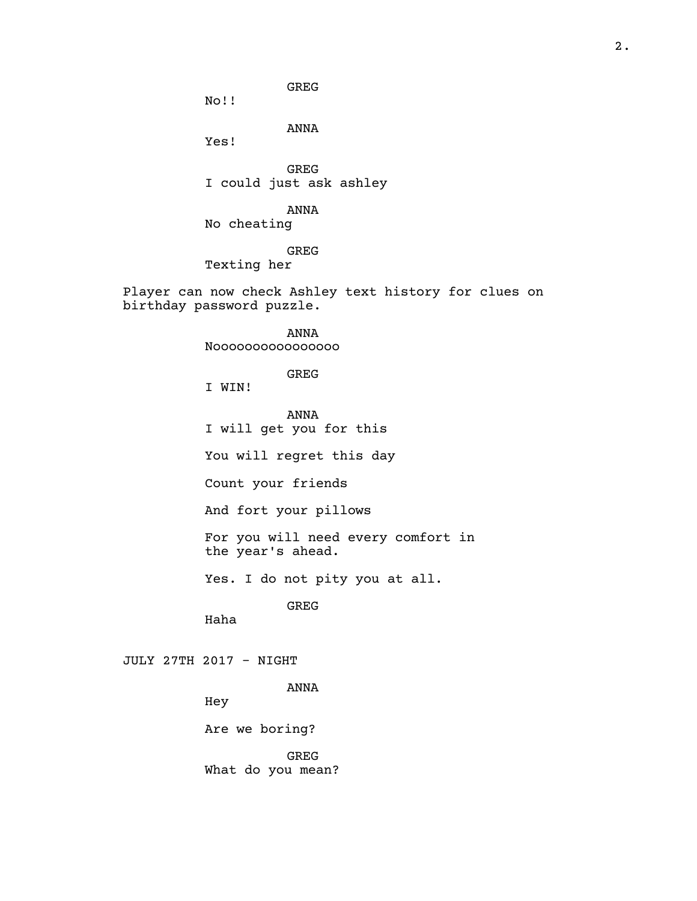GREG

No!!

ANNA

Yes!

GREG

I could just ask ashley

ANNA

No cheating

GREG

Texting her

Player can now check Ashley text history for clues on birthday password puzzle.

ANNA

Noooooooooooooooo

GREG

I WIN!

ANNA

I will get you for this

You will regret this day

Count your friends

And fort your pillows

For you will need every comfort in the year's ahead.

Yes. I do not pity you at all.

GREG

Haha

JULY 27TH 2017 - NIGHT

ANNA

Hey

Are we boring?

GREG

What do you mean?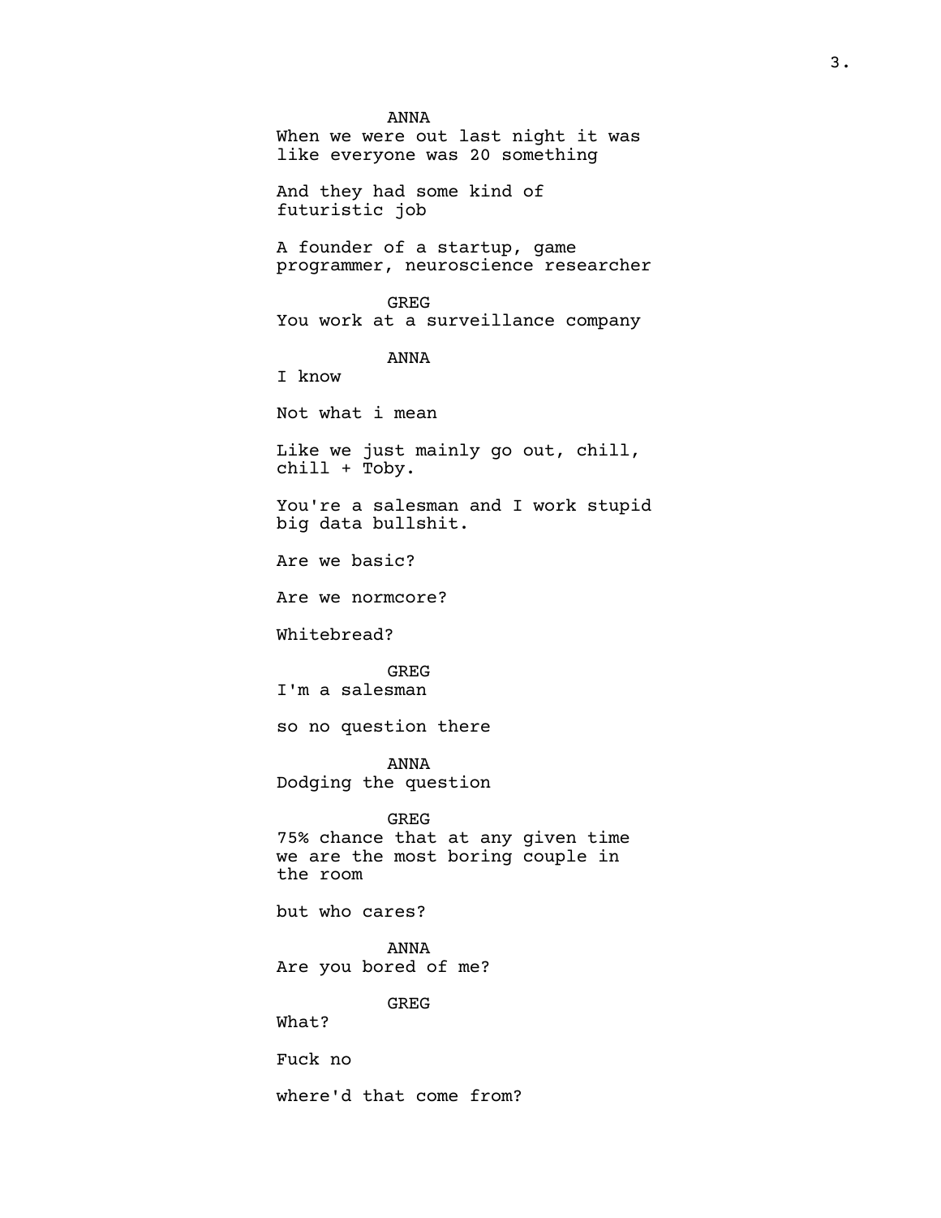ANNA

When we were out last night it was like everyone was 20 something

And they had some kind of futuristic job

A founder of a startup, game programmer, neuroscience researcher

GREG

You work at a surveillance company

ANNA

I know

Not what i mean

Like we just mainly go out, chill, chill + Toby.

You're a salesman and I work stupid big data bullshit.

Are we basic?

Are we normcore?

Whitebread?

GREG

I'm a salesman

so no question there

ANNA

Dodging the question

GREG

75% chance that at any given time we are the most boring couple in the room

but who cares?

ANNA

Are you bored of me?

GREG

What?

Fuck no

where'd that come from?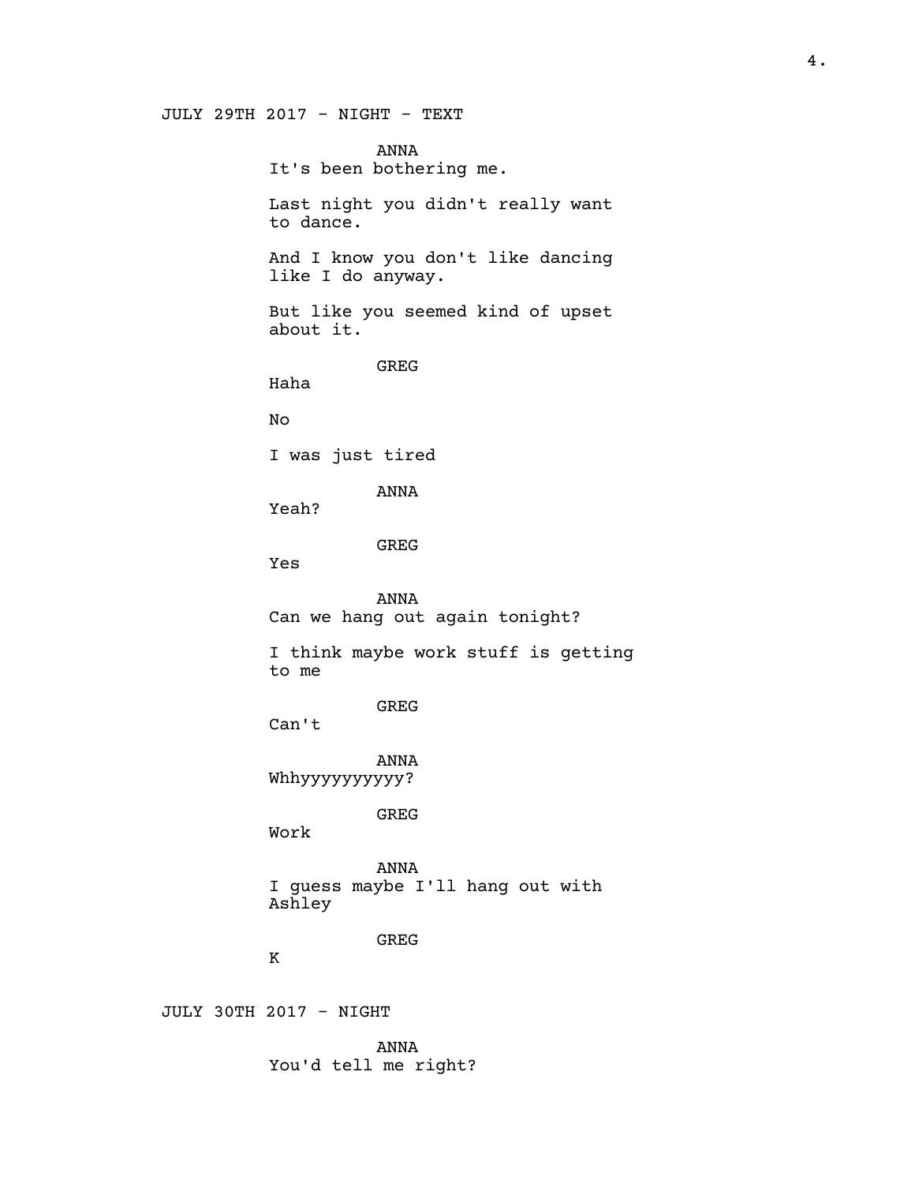JULY 29TH 2017 - NIGHT - TEXT

ANNA

It's been bothering me.

Last night you didn't really want to dance.

And I know you don't like dancing like I do anyway.

But like you seemed kind of upset about it.

GREG

Haha

No

I was just tired

ANNA

Yeah?

GREG

Yes

ANNA

Can we hang out again tonight?

I think maybe work stuff is getting to me

GREG

Can't

ANNA

Whhyyyyyyyyyy?

GREG

Work

ANNA

I guess maybe I'll hang out with Ashley

GREG

K

JULY 30TH 2017 - NIGHT

ANNA

You'd tell me right?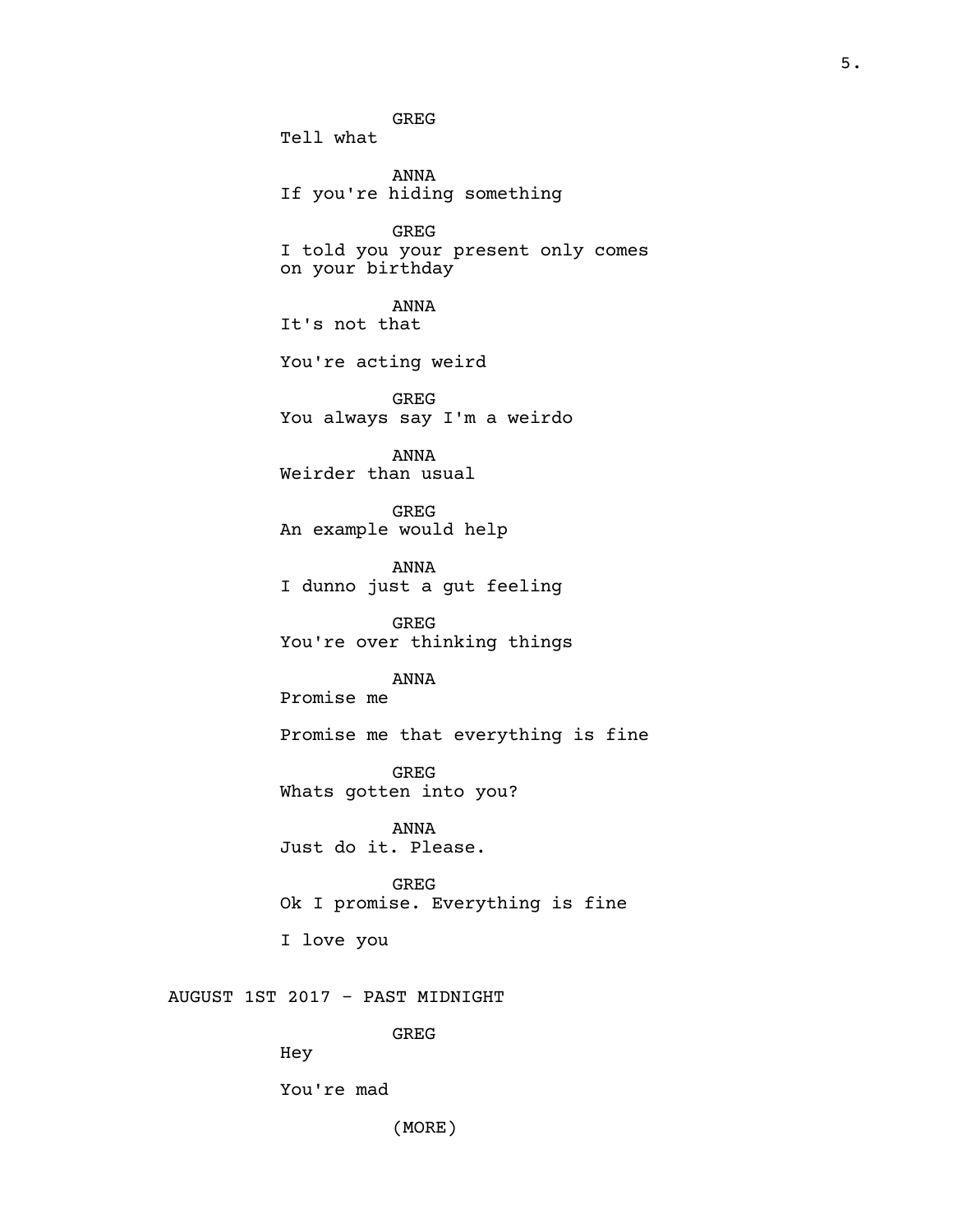GREG

Tell what

ANNA

If you're hiding something

GREG

I told you your present only comes on your birthday

ANNA

It's not that

You're acting weird

GREG

You always say I'm a weirdo

ANNA

Weirder than usual

GREG

An example would help

ANNA

I dunno just a gut feeling

GREG

You're over thinking things

ANNA

Promise me

Promise me that everything is fine

GREG

Whats gotten into you?

ANNA

Just do it. Please.

GREG

Ok I promise. Everything is fine

I love you

AUGUST 1ST 2017 - PAST MIDNIGHT

GREG

Hey

You're mad

(MORE)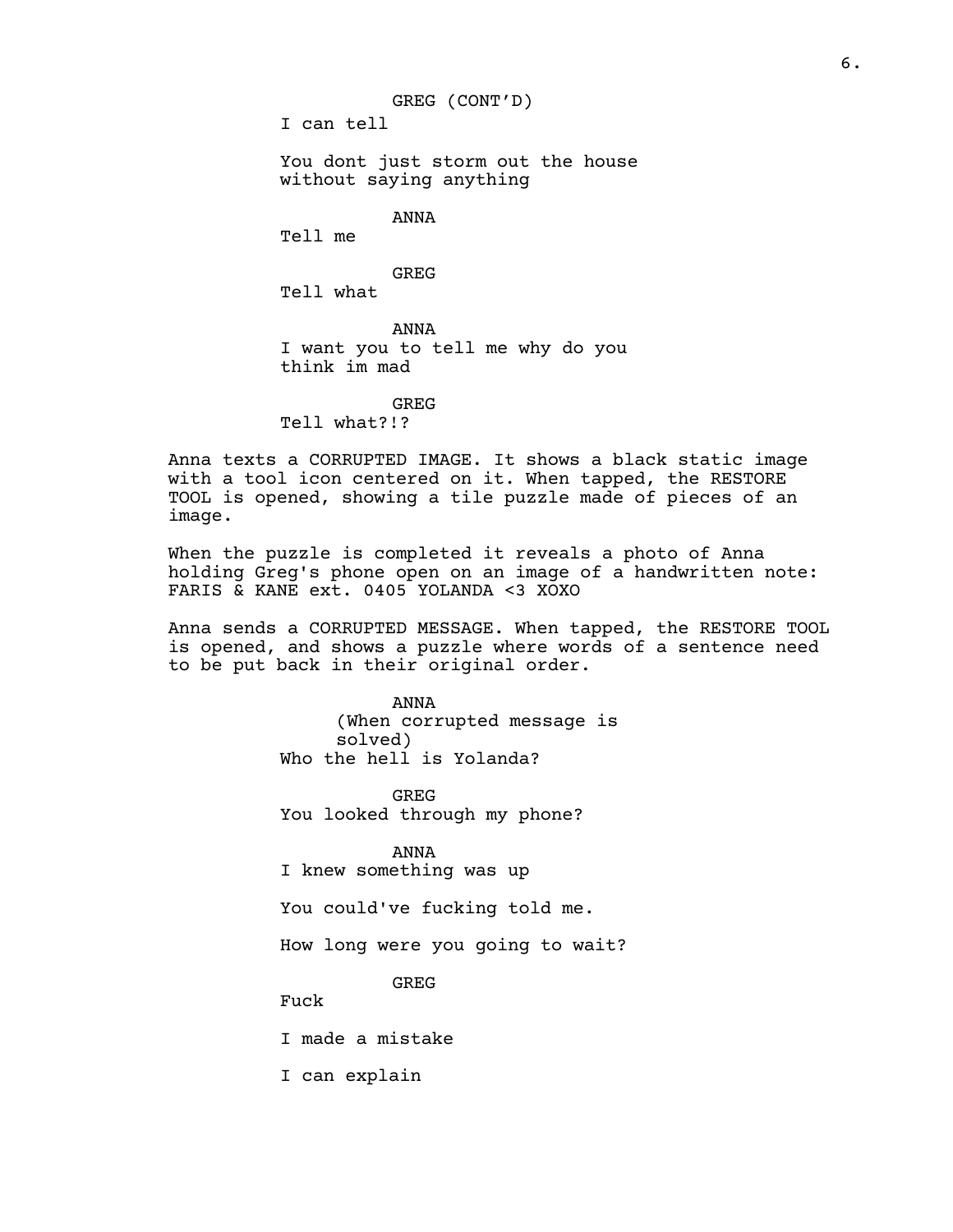GREG (CONT'D)

I can tell

You dont just storm out the house without saying anything

ANNA

Tell me

GREG

Tell what

ANNA

I want you to tell me why do you think im mad

GREG

Tell what?!?

Anna texts a CORRUPTED IMAGE. It shows a black static image with a tool icon centered on it. When tapped, the RESTORE TOOL is opened, showing a tile puzzle made of pieces of an image.

When the puzzle is completed it reveals a photo of Anna holding Greg's phone open on an image of a handwritten note: FARIS & KANE ext. 0405 YOLANDA <3 XOXO

Anna sends a CORRUPTED MESSAGE. When tapped, the RESTORE TOOL is opened, and shows a puzzle where words of a sentence need to be put back in their original order.

ANNA

(When corrupted message is solved)

Who the hell is Yolanda?

GREG

You looked through my phone?

ANNA

I knew something was up

You could've fucking told me.

How long were you going to wait?

GREG

Fuck

I made a mistake

I can explain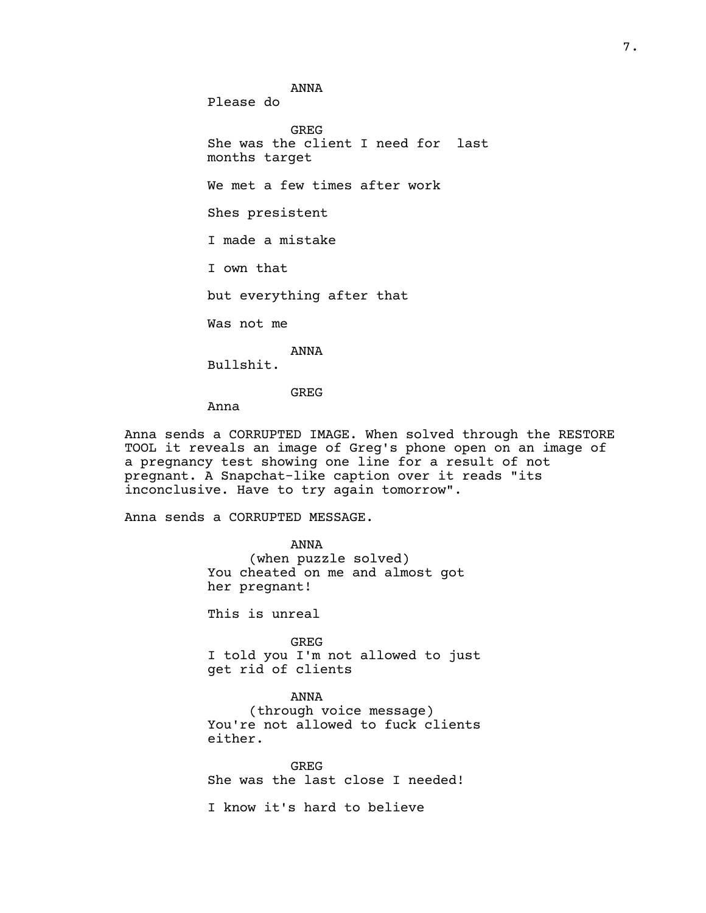ANNA
Please do

GREG
She was the client I need for  last months target

We met a few times after work

Shes presistent

I made a mistake

I own that

but everything after that

Was not me

ANNA
Bullshit.

GREG
Anna

Anna sends a CORRUPTED IMAGE. When solved through the RESTORE TOOL it reveals an image of Greg's phone open on an image of a pregnancy test showing one line for a result of not pregnant. A Snapchat-like caption over it reads "its inconclusive. Have to try again tomorrow".

Anna sends a CORRUPTED MESSAGE.

ANNA
(when puzzle solved)
You cheated on me and almost got her pregnant!

This is unreal

GREG
I told you I'm not allowed to just get rid of clients

ANNA
(through voice message)
You're not allowed to fuck clients either.

GREG
She was the last close I needed!

I know it's hard to believe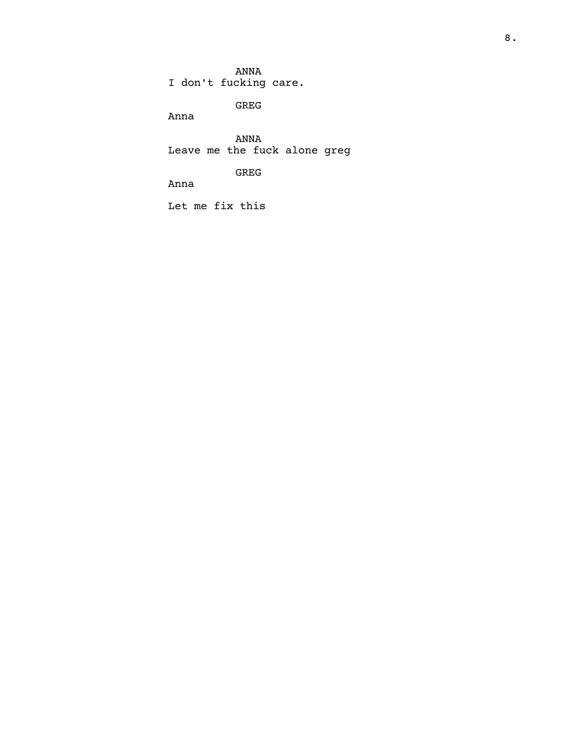ANNA
I don't fucking care.

GREG
Anna

ANNA
Leave me the fuck alone greg

GREG
Anna

Let me fix this